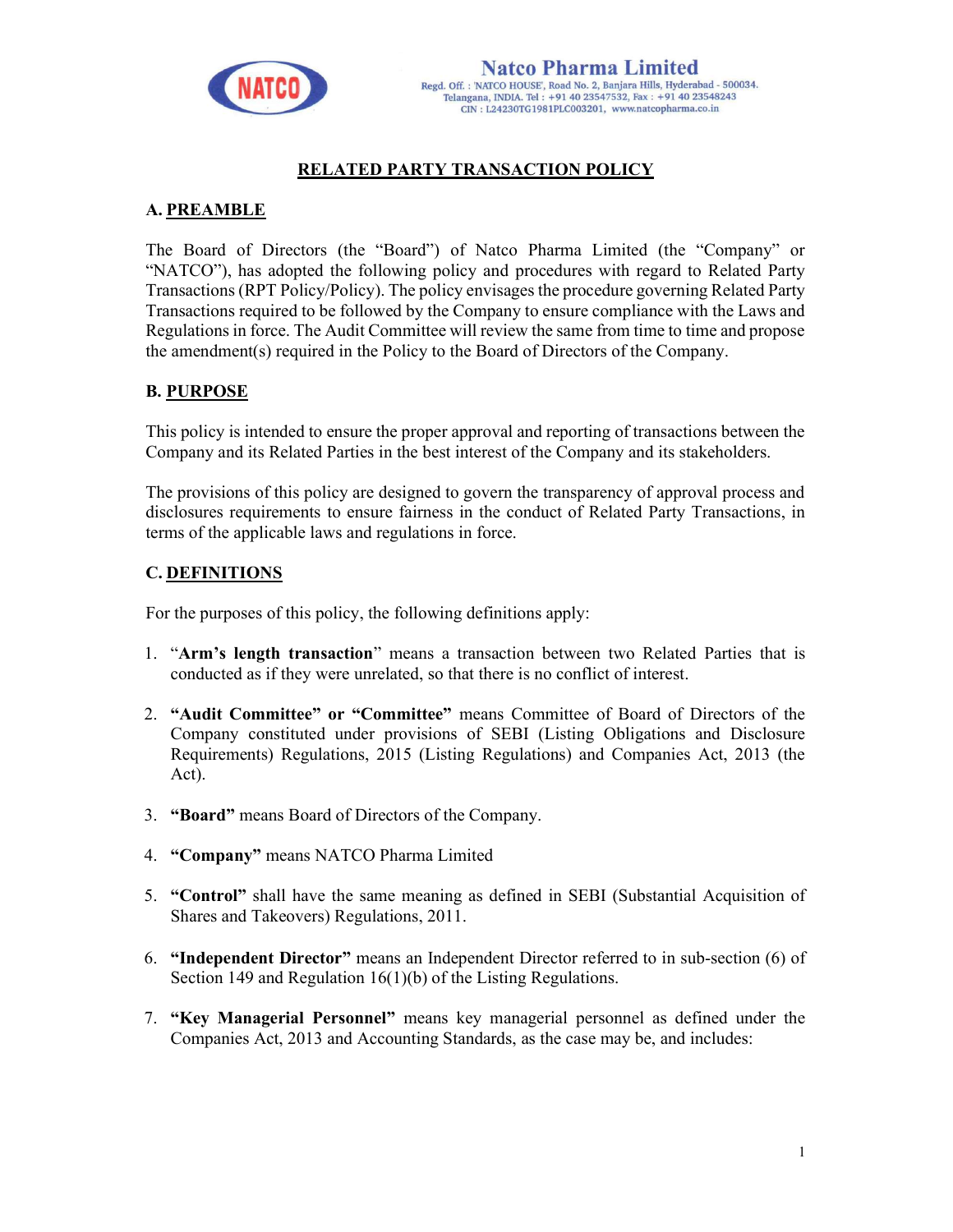# RELATED PARTY TRANSACTION POLICY

## A. PREAMBLE

The Board of Directors (the "Board") of Natco Pharma Limited (the "Company" or "NATCO"), has adopted the following policy and procedures with regard to Related Party Transactions (RPT Policy/Policy). The policy envisages the procedure governing Related Party Transactions required to be followed by the Company to ensure compliance with the Laws and Regulations in force. The Audit Committee will review the same from time to time and propose the amendment(s) required in the Policy to the Board of Directors of the Company.

## B. PURPOSE

This policy is intended to ensure the proper approval and reporting of transactions between the Company and its Related Parties in the best interest of the Company and its stakeholders.

The provisions of this policy are designed to govern the transparency of approval process and disclosures requirements to ensure fairness in the conduct of Related Party Transactions, in terms of the applicable laws and regulations in force.

## C. DEFINITIONS

For the purposes of this policy, the following definitions apply:

1. "**Arm's length transaction**" means a transaction between two Related Parties that is conducted as if they were unrelated, so that there is no conflict of interest.
2. **"Audit Committee" or "Committee"** means Committee of Board of Directors of the Company constituted under provisions of SEBI (Listing Obligations and Disclosure Requirements) Regulations, 2015 (Listing Regulations) and Companies Act, 2013 (the Act).
3. **"Board"** means Board of Directors of the Company.
4. **"Company"** means NATCO Pharma Limited
5. **"Control"** shall have the same meaning as defined in SEBI (Substantial Acquisition of Shares and Takeovers) Regulations, 2011.
6. **"Independent Director"** means an Independent Director referred to in sub-section (6) of Section 149 and Regulation 16(1)(b) of the Listing Regulations.
7. **"Key Managerial Personnel"** means key managerial personnel as defined under the Companies Act, 2013 and Accounting Standards, as the case may be, and includes: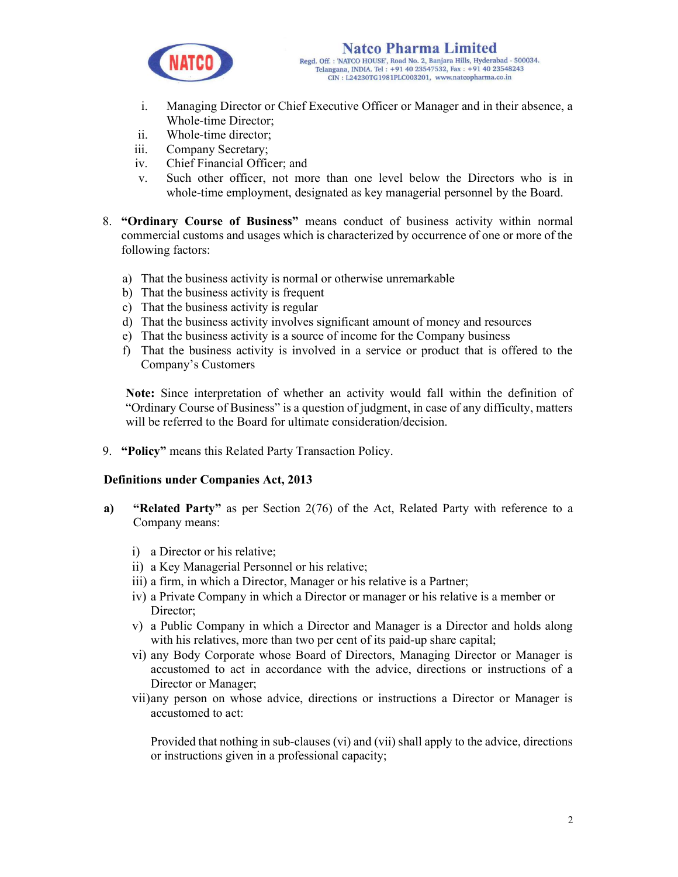i. Managing Director or Chief Executive Officer or Manager and in their absence, a Whole-time Director;
ii. Whole-time director;
iii. Company Secretary;
iv. Chief Financial Officer; and
v. Such other officer, not more than one level below the Directors who is in whole-time employment, designated as key managerial personnel by the Board.

8. **"Ordinary Course of Business"** means conduct of business activity within normal commercial customs and usages which is characterized by occurrence of one or more of the following factors:

   a) That the business activity is normal or otherwise unremarkable
   b) That the business activity is frequent
   c) That the business activity is regular
   d) That the business activity involves significant amount of money and resources
   e) That the business activity is a source of income for the Company business
   f) That the business activity is involved in a service or product that is offered to the Company's Customers

   **Note:** Since interpretation of whether an activity would fall within the definition of "Ordinary Course of Business" is a question of judgment, in case of any difficulty, matters will be referred to the Board for ultimate consideration/decision.

9. **"Policy"** means this Related Party Transaction Policy.

**Definitions under Companies Act, 2013**

**a)** **"Related Party"** as per Section 2(76) of the Act, Related Party with reference to a Company means:

   i) a Director or his relative;
   ii) a Key Managerial Personnel or his relative;
   iii) a firm, in which a Director, Manager or his relative is a Partner;
   iv) a Private Company in which a Director or manager or his relative is a member or Director;
   v) a Public Company in which a Director and Manager is a Director and holds along with his relatives, more than two per cent of its paid-up share capital;
   vi) any Body Corporate whose Board of Directors, Managing Director or Manager is accustomed to act in accordance with the advice, directions or instructions of a Director or Manager;
   vii) any person on whose advice, directions or instructions a Director or Manager is accustomed to act:

   Provided that nothing in sub-clauses (vi) and (vii) shall apply to the advice, directions or instructions given in a professional capacity;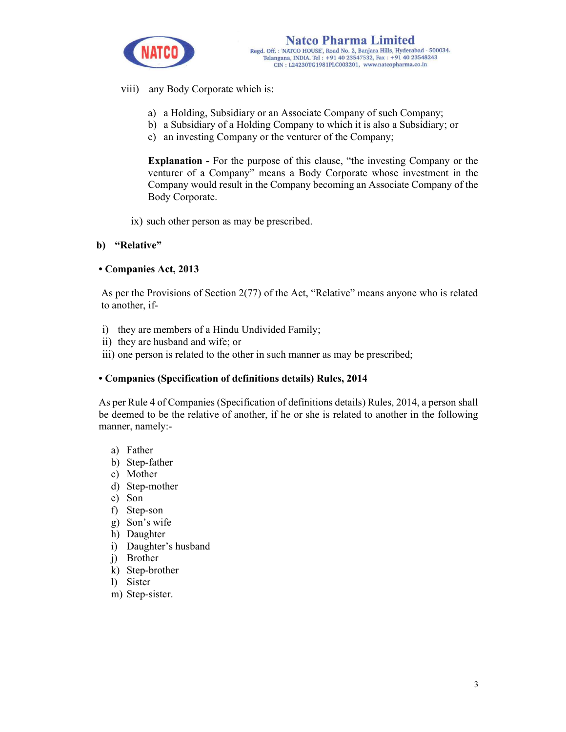viii) any Body Corporate which is:

a) a Holding, Subsidiary or an Associate Company of such Company;
b) a Subsidiary of a Holding Company to which it is also a Subsidiary; or
c) an investing Company or the venturer of the Company;

**Explanation -** For the purpose of this clause, "the investing Company or the venturer of a Company" means a Body Corporate whose investment in the Company would result in the Company becoming an Associate Company of the Body Corporate.

ix) such other person as may be prescribed.

**b) "Relative"**

**• Companies Act, 2013**

As per the Provisions of Section 2(77) of the Act, "Relative" means anyone who is related to another, if-

i) they are members of a Hindu Undivided Family;
ii) they are husband and wife; or
iii) one person is related to the other in such manner as may be prescribed;

**• Companies (Specification of definitions details) Rules, 2014**

As per Rule 4 of Companies (Specification of definitions details) Rules, 2014, a person shall be deemed to be the relative of another, if he or she is related to another in the following manner, namely:-

a) Father
b) Step-father
c) Mother
d) Step-mother
e) Son
f) Step-son
g) Son's wife
h) Daughter
i) Daughter's husband
j) Brother
k) Step-brother
l) Sister
m) Step-sister.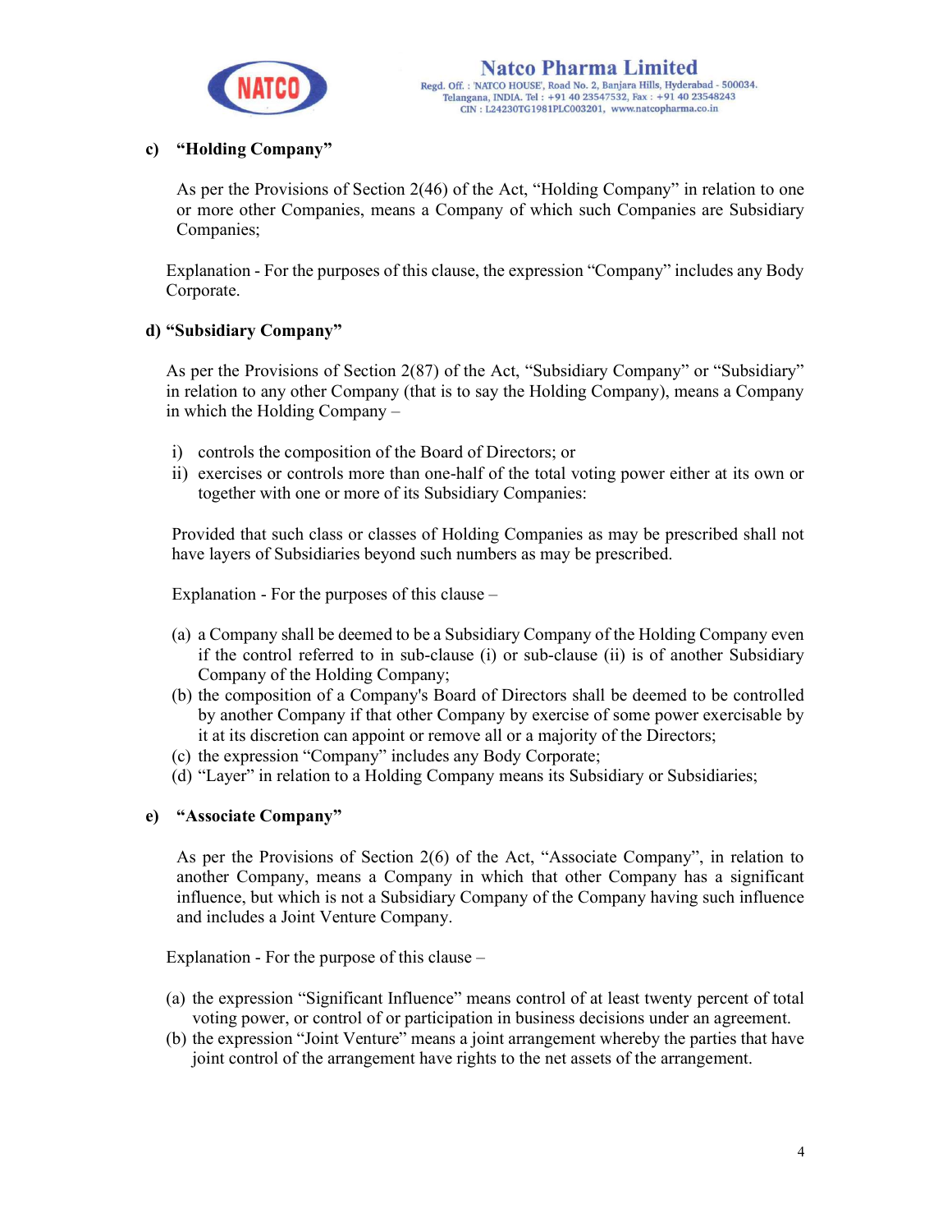**c) "Holding Company"**

As per the Provisions of Section 2(46) of the Act, "Holding Company" in relation to one or more other Companies, means a Company of which such Companies are Subsidiary Companies;

Explanation - For the purposes of this clause, the expression "Company" includes any Body Corporate.

**d) "Subsidiary Company"**

As per the Provisions of Section 2(87) of the Act, "Subsidiary Company" or "Subsidiary" in relation to any other Company (that is to say the Holding Company), means a Company in which the Holding Company –

i) controls the composition of the Board of Directors; or
ii) exercises or controls more than one-half of the total voting power either at its own or together with one or more of its Subsidiary Companies:

Provided that such class or classes of Holding Companies as may be prescribed shall not have layers of Subsidiaries beyond such numbers as may be prescribed.

Explanation - For the purposes of this clause –

(a) a Company shall be deemed to be a Subsidiary Company of the Holding Company even if the control referred to in sub-clause (i) or sub-clause (ii) is of another Subsidiary Company of the Holding Company;
(b) the composition of a Company's Board of Directors shall be deemed to be controlled by another Company if that other Company by exercise of some power exercisable by it at its discretion can appoint or remove all or a majority of the Directors;
(c) the expression "Company" includes any Body Corporate;
(d) "Layer" in relation to a Holding Company means its Subsidiary or Subsidiaries;

**e) "Associate Company"**

As per the Provisions of Section 2(6) of the Act, "Associate Company", in relation to another Company, means a Company in which that other Company has a significant influence, but which is not a Subsidiary Company of the Company having such influence and includes a Joint Venture Company.

Explanation - For the purpose of this clause –

(a) the expression "Significant Influence" means control of at least twenty percent of total voting power, or control of or participation in business decisions under an agreement.
(b) the expression "Joint Venture" means a joint arrangement whereby the parties that have joint control of the arrangement have rights to the net assets of the arrangement.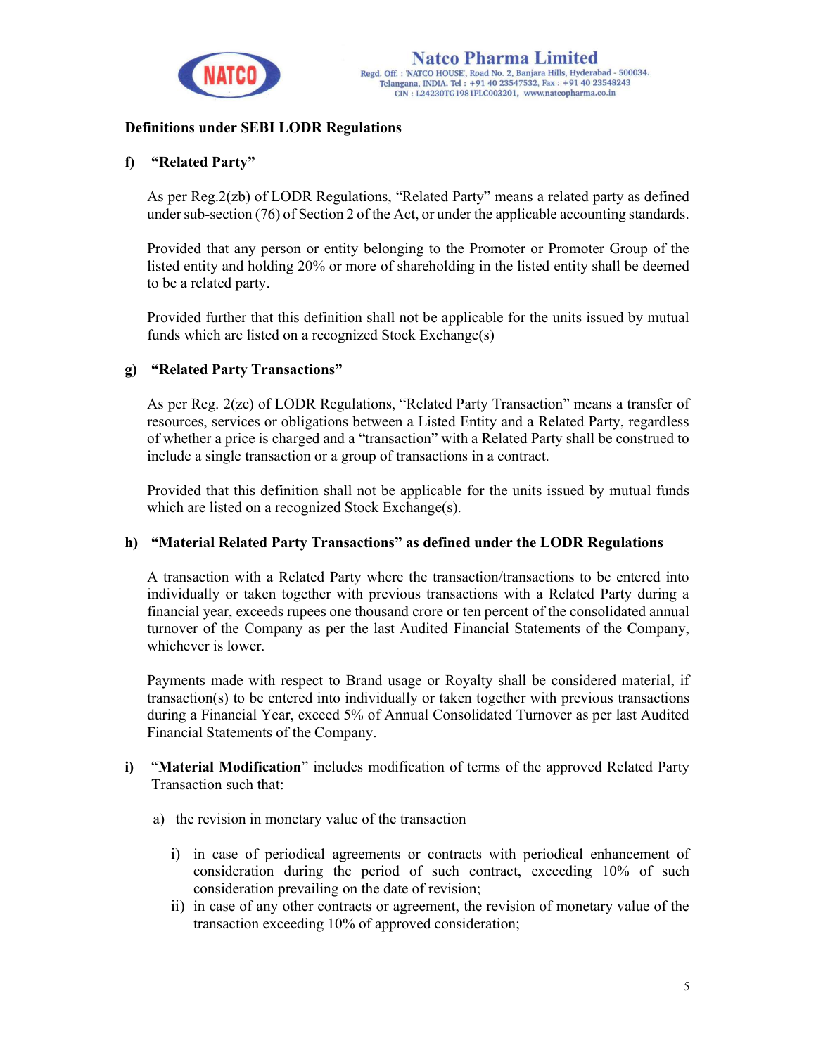**Definitions under SEBI LODR Regulations**

**f) "Related Party"**

As per Reg.2(zb) of LODR Regulations, "Related Party" means a related party as defined under sub-section (76) of Section 2 of the Act, or under the applicable accounting standards.

Provided that any person or entity belonging to the Promoter or Promoter Group of the listed entity and holding 20% or more of shareholding in the listed entity shall be deemed to be a related party.

Provided further that this definition shall not be applicable for the units issued by mutual funds which are listed on a recognized Stock Exchange(s)

**g) "Related Party Transactions"**

As per Reg. 2(zc) of LODR Regulations, "Related Party Transaction" means a transfer of resources, services or obligations between a Listed Entity and a Related Party, regardless of whether a price is charged and a "transaction" with a Related Party shall be construed to include a single transaction or a group of transactions in a contract.

Provided that this definition shall not be applicable for the units issued by mutual funds which are listed on a recognized Stock Exchange(s).

**h) "Material Related Party Transactions" as defined under the LODR Regulations**

A transaction with a Related Party where the transaction/transactions to be entered into individually or taken together with previous transactions with a Related Party during a financial year, exceeds rupees one thousand crore or ten percent of the consolidated annual turnover of the Company as per the last Audited Financial Statements of the Company, whichever is lower.

Payments made with respect to Brand usage or Royalty shall be considered material, if transaction(s) to be entered into individually or taken together with previous transactions during a Financial Year, exceed 5% of Annual Consolidated Turnover as per last Audited Financial Statements of the Company.

**i)** "**Material Modification**" includes modification of terms of the approved Related Party Transaction such that:

a) the revision in monetary value of the transaction

   i) in case of periodical agreements or contracts with periodical enhancement of consideration during the period of such contract, exceeding 10% of such consideration prevailing on the date of revision;

   ii) in case of any other contracts or agreement, the revision of monetary value of the transaction exceeding 10% of approved consideration;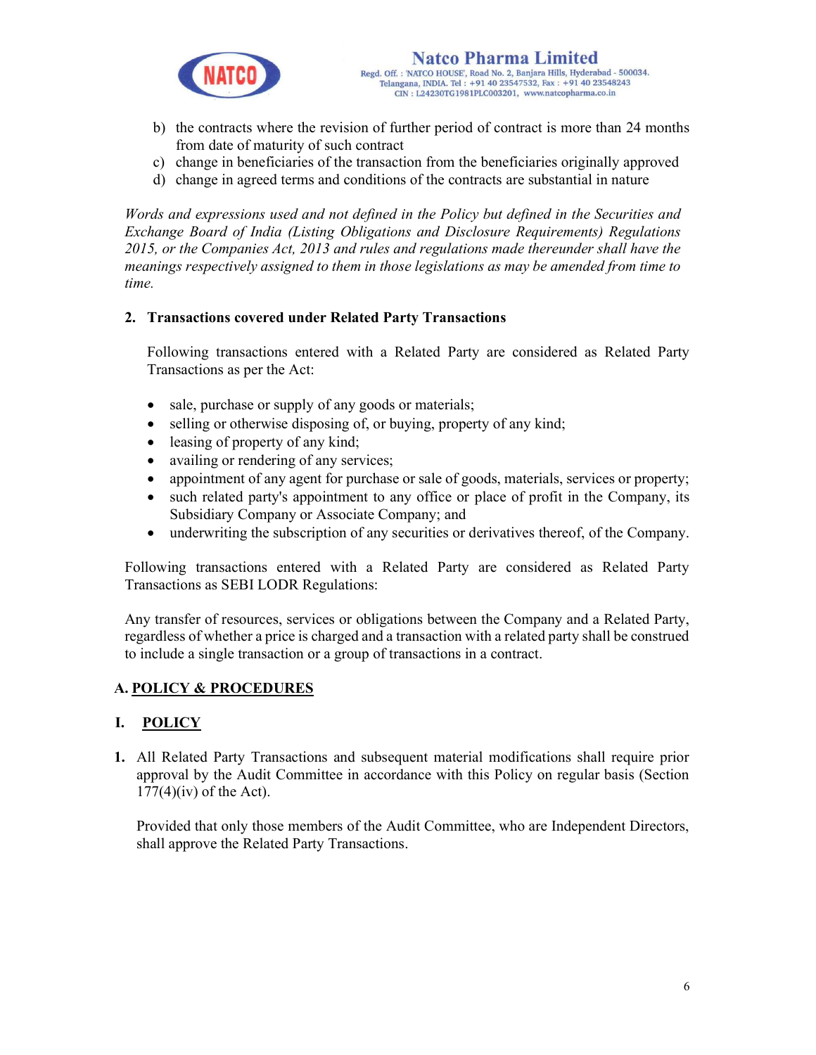b) the contracts where the revision of further period of contract is more than 24 months from date of maturity of such contract
c) change in beneficiaries of the transaction from the beneficiaries originally approved
d) change in agreed terms and conditions of the contracts are substantial in nature

*Words and expressions used and not defined in the Policy but defined in the Securities and Exchange Board of India (Listing Obligations and Disclosure Requirements) Regulations 2015, or the Companies Act, 2013 and rules and regulations made thereunder shall have the meanings respectively assigned to them in those legislations as may be amended from time to time.*

**2. Transactions covered under Related Party Transactions**

Following transactions entered with a Related Party are considered as Related Party Transactions as per the Act:

- sale, purchase or supply of any goods or materials;
- selling or otherwise disposing of, or buying, property of any kind;
- leasing of property of any kind;
- availing or rendering of any services;
- appointment of any agent for purchase or sale of goods, materials, services or property;
- such related party's appointment to any office or place of profit in the Company, its Subsidiary Company or Associate Company; and
- underwriting the subscription of any securities or derivatives thereof, of the Company.

Following transactions entered with a Related Party are considered as Related Party Transactions as SEBI LODR Regulations:

Any transfer of resources, services or obligations between the Company and a Related Party, regardless of whether a price is charged and a transaction with a related party shall be construed to include a single transaction or a group of transactions in a contract.

## A. <u>POLICY & PROCEDURES</u>

### I. <u>POLICY</u>

**1.** All Related Party Transactions and subsequent material modifications shall require prior approval by the Audit Committee in accordance with this Policy on regular basis (Section 177(4)(iv) of the Act).

Provided that only those members of the Audit Committee, who are Independent Directors, shall approve the Related Party Transactions.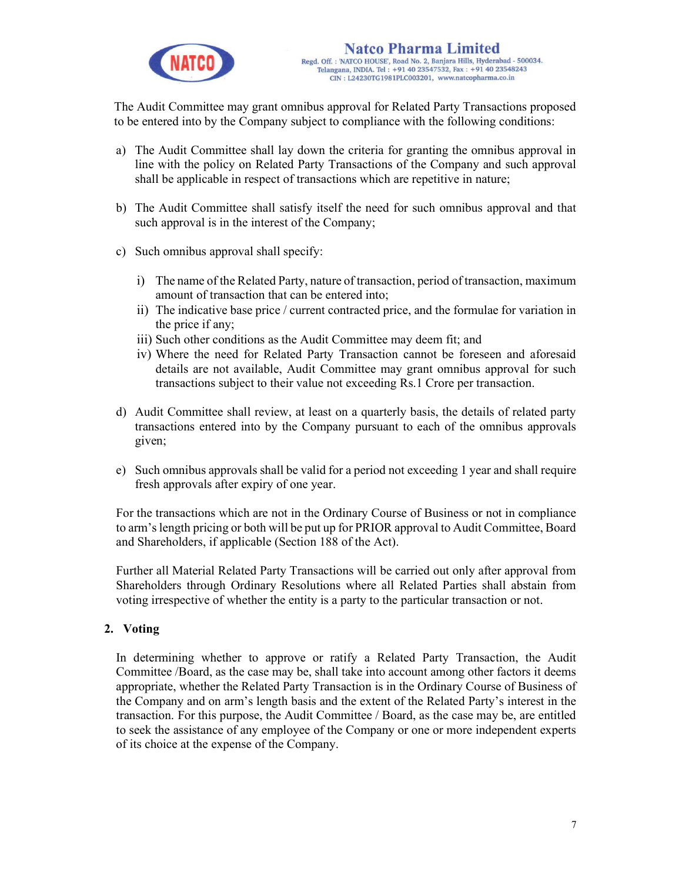The Audit Committee may grant omnibus approval for Related Party Transactions proposed to be entered into by the Company subject to compliance with the following conditions:

a) The Audit Committee shall lay down the criteria for granting the omnibus approval in line with the policy on Related Party Transactions of the Company and such approval shall be applicable in respect of transactions which are repetitive in nature;

b) The Audit Committee shall satisfy itself the need for such omnibus approval and that such approval is in the interest of the Company;

c) Such omnibus approval shall specify:

   i) The name of the Related Party, nature of transaction, period of transaction, maximum amount of transaction that can be entered into;
   ii) The indicative base price / current contracted price, and the formulae for variation in the price if any;
   iii) Such other conditions as the Audit Committee may deem fit; and
   iv) Where the need for Related Party Transaction cannot be foreseen and aforesaid details are not available, Audit Committee may grant omnibus approval for such transactions subject to their value not exceeding Rs.1 Crore per transaction.

d) Audit Committee shall review, at least on a quarterly basis, the details of related party transactions entered into by the Company pursuant to each of the omnibus approvals given;

e) Such omnibus approvals shall be valid for a period not exceeding 1 year and shall require fresh approvals after expiry of one year.

For the transactions which are not in the Ordinary Course of Business or not in compliance to arm's length pricing or both will be put up for PRIOR approval to Audit Committee, Board and Shareholders, if applicable (Section 188 of the Act).

Further all Material Related Party Transactions will be carried out only after approval from Shareholders through Ordinary Resolutions where all Related Parties shall abstain from voting irrespective of whether the entity is a party to the particular transaction or not.

## 2. Voting

In determining whether to approve or ratify a Related Party Transaction, the Audit Committee /Board, as the case may be, shall take into account among other factors it deems appropriate, whether the Related Party Transaction is in the Ordinary Course of Business of the Company and on arm's length basis and the extent of the Related Party's interest in the transaction. For this purpose, the Audit Committee / Board, as the case may be, are entitled to seek the assistance of any employee of the Company or one or more independent experts of its choice at the expense of the Company.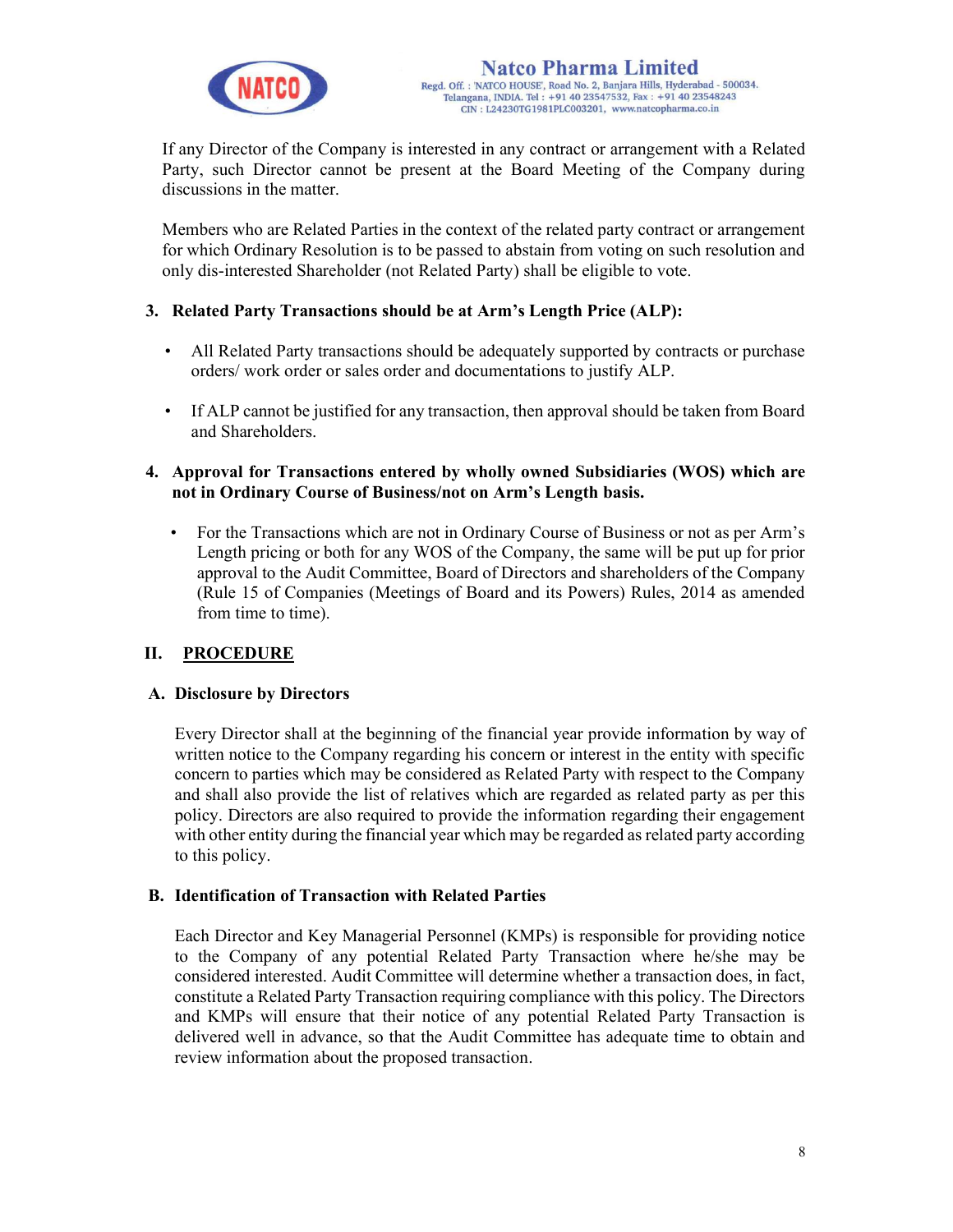If any Director of the Company is interested in any contract or arrangement with a Related Party, such Director cannot be present at the Board Meeting of the Company during discussions in the matter.

Members who are Related Parties in the context of the related party contract or arrangement for which Ordinary Resolution is to be passed to abstain from voting on such resolution and only dis-interested Shareholder (not Related Party) shall be eligible to vote.

**3. Related Party Transactions should be at Arm's Length Price (ALP):**

- All Related Party transactions should be adequately supported by contracts or purchase orders/ work order or sales order and documentations to justify ALP.
- If ALP cannot be justified for any transaction, then approval should be taken from Board and Shareholders.

**4. Approval for Transactions entered by wholly owned Subsidiaries (WOS) which are not in Ordinary Course of Business/not on Arm's Length basis.**

- For the Transactions which are not in Ordinary Course of Business or not as per Arm's Length pricing or both for any WOS of the Company, the same will be put up for prior approval to the Audit Committee, Board of Directors and shareholders of the Company (Rule 15 of Companies (Meetings of Board and its Powers) Rules, 2014 as amended from time to time).

## II. PROCEDURE

### A. Disclosure by Directors

Every Director shall at the beginning of the financial year provide information by way of written notice to the Company regarding his concern or interest in the entity with specific concern to parties which may be considered as Related Party with respect to the Company and shall also provide the list of relatives which are regarded as related party as per this policy. Directors are also required to provide the information regarding their engagement with other entity during the financial year which may be regarded as related party according to this policy.

### B. Identification of Transaction with Related Parties

Each Director and Key Managerial Personnel (KMPs) is responsible for providing notice to the Company of any potential Related Party Transaction where he/she may be considered interested. Audit Committee will determine whether a transaction does, in fact, constitute a Related Party Transaction requiring compliance with this policy. The Directors and KMPs will ensure that their notice of any potential Related Party Transaction is delivered well in advance, so that the Audit Committee has adequate time to obtain and review information about the proposed transaction.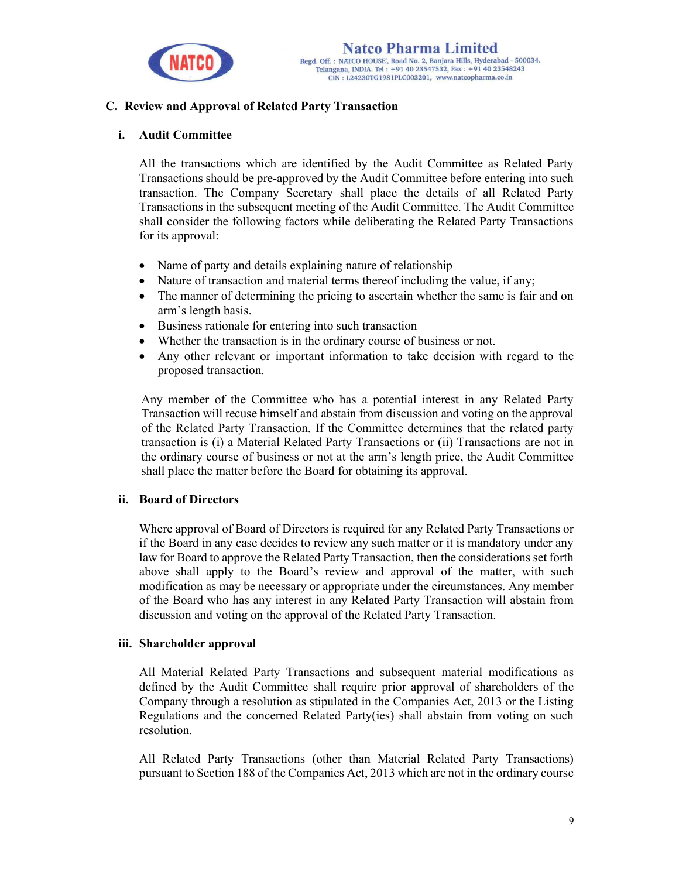## C. Review and Approval of Related Party Transaction

### i. Audit Committee

All the transactions which are identified by the Audit Committee as Related Party Transactions should be pre-approved by the Audit Committee before entering into such transaction. The Company Secretary shall place the details of all Related Party Transactions in the subsequent meeting of the Audit Committee. The Audit Committee shall consider the following factors while deliberating the Related Party Transactions for its approval:

- Name of party and details explaining nature of relationship
- Nature of transaction and material terms thereof including the value, if any;
- The manner of determining the pricing to ascertain whether the same is fair and on arm's length basis.
- Business rationale for entering into such transaction
- Whether the transaction is in the ordinary course of business or not.
- Any other relevant or important information to take decision with regard to the proposed transaction.

Any member of the Committee who has a potential interest in any Related Party Transaction will recuse himself and abstain from discussion and voting on the approval of the Related Party Transaction. If the Committee determines that the related party transaction is (i) a Material Related Party Transactions or (ii) Transactions are not in the ordinary course of business or not at the arm's length price, the Audit Committee shall place the matter before the Board for obtaining its approval.

### ii. Board of Directors

Where approval of Board of Directors is required for any Related Party Transactions or if the Board in any case decides to review any such matter or it is mandatory under any law for Board to approve the Related Party Transaction, then the considerations set forth above shall apply to the Board's review and approval of the matter, with such modification as may be necessary or appropriate under the circumstances. Any member of the Board who has any interest in any Related Party Transaction will abstain from discussion and voting on the approval of the Related Party Transaction.

### iii. Shareholder approval

All Material Related Party Transactions and subsequent material modifications as defined by the Audit Committee shall require prior approval of shareholders of the Company through a resolution as stipulated in the Companies Act, 2013 or the Listing Regulations and the concerned Related Party(ies) shall abstain from voting on such resolution.

All Related Party Transactions (other than Material Related Party Transactions) pursuant to Section 188 of the Companies Act, 2013 which are not in the ordinary course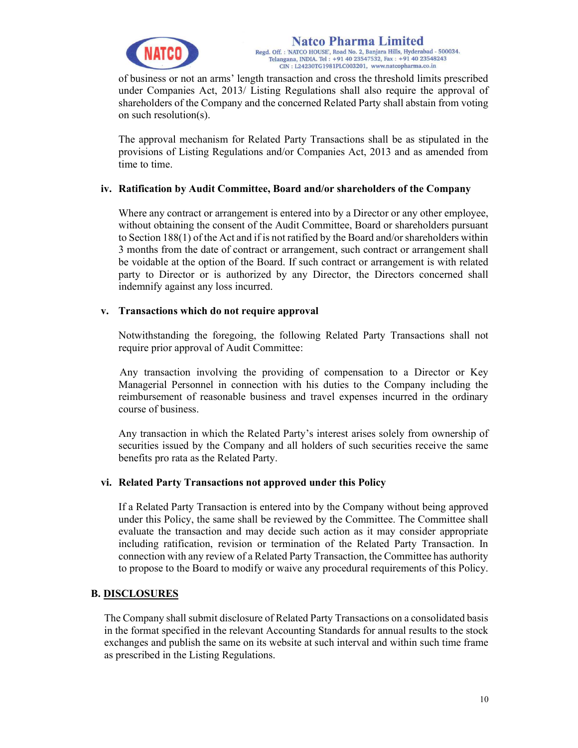of business or not an arms' length transaction and cross the threshold limits prescribed under Companies Act, 2013/ Listing Regulations shall also require the approval of shareholders of the Company and the concerned Related Party shall abstain from voting on such resolution(s).

The approval mechanism for Related Party Transactions shall be as stipulated in the provisions of Listing Regulations and/or Companies Act, 2013 and as amended from time to time.

**iv. Ratification by Audit Committee, Board and/or shareholders of the Company**

Where any contract or arrangement is entered into by a Director or any other employee, without obtaining the consent of the Audit Committee, Board or shareholders pursuant to Section 188(1) of the Act and if is not ratified by the Board and/or shareholders within 3 months from the date of contract or arrangement, such contract or arrangement shall be voidable at the option of the Board. If such contract or arrangement is with related party to Director or is authorized by any Director, the Directors concerned shall indemnify against any loss incurred.

**v. Transactions which do not require approval**

Notwithstanding the foregoing, the following Related Party Transactions shall not require prior approval of Audit Committee:

Any transaction involving the providing of compensation to a Director or Key Managerial Personnel in connection with his duties to the Company including the reimbursement of reasonable business and travel expenses incurred in the ordinary course of business.

Any transaction in which the Related Party's interest arises solely from ownership of securities issued by the Company and all holders of such securities receive the same benefits pro rata as the Related Party.

**vi. Related Party Transactions not approved under this Policy**

If a Related Party Transaction is entered into by the Company without being approved under this Policy, the same shall be reviewed by the Committee. The Committee shall evaluate the transaction and may decide such action as it may consider appropriate including ratification, revision or termination of the Related Party Transaction. In connection with any review of a Related Party Transaction, the Committee has authority to propose to the Board to modify or waive any procedural requirements of this Policy.

## B. DISCLOSURES

The Company shall submit disclosure of Related Party Transactions on a consolidated basis in the format specified in the relevant Accounting Standards for annual results to the stock exchanges and publish the same on its website at such interval and within such time frame as prescribed in the Listing Regulations.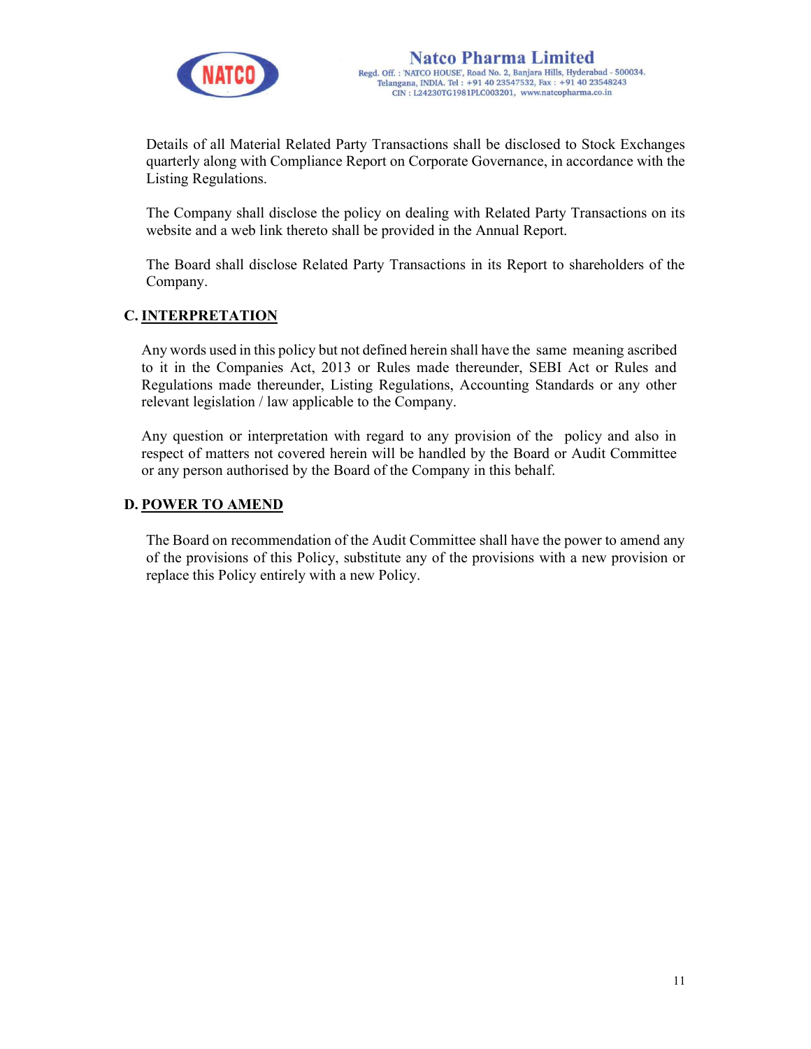Details of all Material Related Party Transactions shall be disclosed to Stock Exchanges quarterly along with Compliance Report on Corporate Governance, in accordance with the Listing Regulations.

The Company shall disclose the policy on dealing with Related Party Transactions on its website and a web link thereto shall be provided in the Annual Report.

The Board shall disclose Related Party Transactions in its Report to shareholders of the Company.

## C. INTERPRETATION

Any words used in this policy but not defined herein shall have the same meaning ascribed to it in the Companies Act, 2013 or Rules made thereunder, SEBI Act or Rules and Regulations made thereunder, Listing Regulations, Accounting Standards or any other relevant legislation / law applicable to the Company.

Any question or interpretation with regard to any provision of the policy and also in respect of matters not covered herein will be handled by the Board or Audit Committee or any person authorised by the Board of the Company in this behalf.

## D. POWER TO AMEND

The Board on recommendation of the Audit Committee shall have the power to amend any of the provisions of this Policy, substitute any of the provisions with a new provision or replace this Policy entirely with a new Policy.